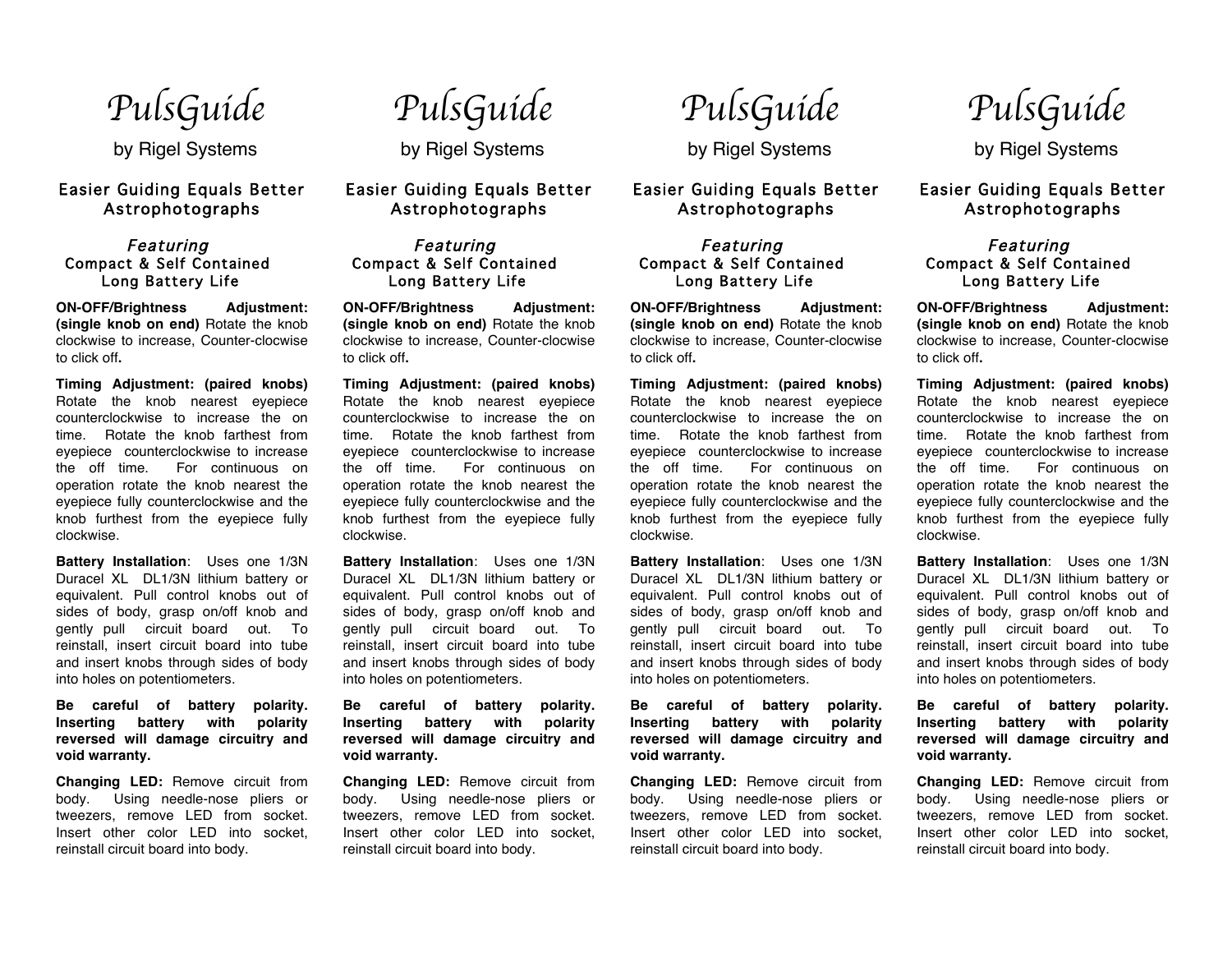# *PulsGuide*

by Rigel Systems

## Easier Guiding Equals Better Astrophotographs

*Featuring*
Compact & Self Contained
Long Battery Life

**ON-OFF/Brightness Adjustment: (single knob on end)** Rotate the knob clockwise to increase, Counter-clocwise to click off**.**

**Timing Adjustment: (paired knobs)** Rotate the knob nearest eyepiece counterclockwise to increase the on time. Rotate the knob farthest from eyepiece counterclockwise to increase the off time. For continuous on operation rotate the knob nearest the eyepiece fully counterclockwise and the knob furthest from the eyepiece fully clockwise.

**Battery Installation**: Uses one 1/3N Duracel XL DL1/3N lithium battery or equivalent. Pull control knobs out of sides of body, grasp on/off knob and gently pull circuit board out. To reinstall, insert circuit board into tube and insert knobs through sides of body into holes on potentiometers.

**Be careful of battery polarity. Inserting battery with polarity reversed will damage circuitry and void warranty.**

**Changing LED:** Remove circuit from body. Using needle-nose pliers or tweezers, remove LED from socket. Insert other color LED into socket, reinstall circuit board into body.

# *PulsGuide*

by Rigel Systems

## Easier Guiding Equals Better Astrophotographs

*Featuring*
Compact & Self Contained
Long Battery Life

**ON-OFF/Brightness Adjustment: (single knob on end)** Rotate the knob clockwise to increase, Counter-clocwise to click off**.**

**Timing Adjustment: (paired knobs)** Rotate the knob nearest eyepiece counterclockwise to increase the on time. Rotate the knob farthest from eyepiece counterclockwise to increase the off time. For continuous on operation rotate the knob nearest the eyepiece fully counterclockwise and the knob furthest from the eyepiece fully clockwise.

**Battery Installation**: Uses one 1/3N Duracel XL DL1/3N lithium battery or equivalent. Pull control knobs out of sides of body, grasp on/off knob and gently pull circuit board out. To reinstall, insert circuit board into tube and insert knobs through sides of body into holes on potentiometers.

**Be careful of battery polarity. Inserting battery with polarity reversed will damage circuitry and void warranty.**

**Changing LED:** Remove circuit from body. Using needle-nose pliers or tweezers, remove LED from socket. Insert other color LED into socket, reinstall circuit board into body.

# *PulsGuide*

by Rigel Systems

## Easier Guiding Equals Better Astrophotographs

*Featuring*
Compact & Self Contained
Long Battery Life

**ON-OFF/Brightness Adjustment: (single knob on end)** Rotate the knob clockwise to increase, Counter-clocwise to click off**.**

**Timing Adjustment: (paired knobs)** Rotate the knob nearest eyepiece counterclockwise to increase the on time. Rotate the knob farthest from eyepiece counterclockwise to increase the off time. For continuous on operation rotate the knob nearest the eyepiece fully counterclockwise and the knob furthest from the eyepiece fully clockwise.

**Battery Installation**: Uses one 1/3N Duracel XL DL1/3N lithium battery or equivalent. Pull control knobs out of sides of body, grasp on/off knob and gently pull circuit board out. To reinstall, insert circuit board into tube and insert knobs through sides of body into holes on potentiometers.

**Be careful of battery polarity. Inserting battery with polarity reversed will damage circuitry and void warranty.**

**Changing LED:** Remove circuit from body. Using needle-nose pliers or tweezers, remove LED from socket. Insert other color LED into socket, reinstall circuit board into body.

# *PulsGuide*

by Rigel Systems

## Easier Guiding Equals Better Astrophotographs

*Featuring*
Compact & Self Contained
Long Battery Life

**ON-OFF/Brightness Adjustment: (single knob on end)** Rotate the knob clockwise to increase, Counter-clocwise to click off**.**

**Timing Adjustment: (paired knobs)** Rotate the knob nearest eyepiece counterclockwise to increase the on time. Rotate the knob farthest from eyepiece counterclockwise to increase the off time. For continuous on operation rotate the knob nearest the eyepiece fully counterclockwise and the knob furthest from the eyepiece fully clockwise.

**Battery Installation**: Uses one 1/3N Duracel XL DL1/3N lithium battery or equivalent. Pull control knobs out of sides of body, grasp on/off knob and gently pull circuit board out. To reinstall, insert circuit board into tube and insert knobs through sides of body into holes on potentiometers.

**Be careful of battery polarity. Inserting battery with polarity reversed will damage circuitry and void warranty.**

**Changing LED:** Remove circuit from body. Using needle-nose pliers or tweezers, remove LED from socket. Insert other color LED into socket, reinstall circuit board into body.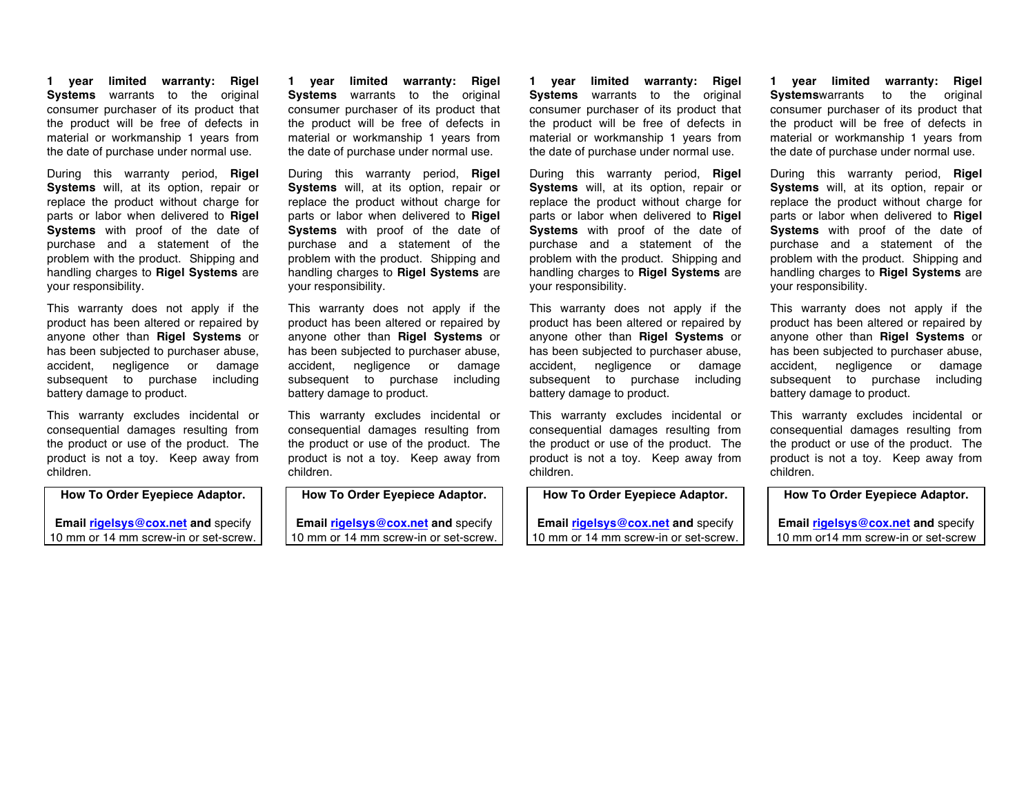**1 year limited warranty: Rigel Systems** warrants to the original consumer purchaser of its product that the product will be free of defects in material or workmanship 1 years from the date of purchase under normal use.

During this warranty period, **Rigel Systems** will, at its option, repair or replace the product without charge for parts or labor when delivered to **Rigel Systems** with proof of the date of purchase and a statement of the problem with the product. Shipping and handling charges to **Rigel Systems** are your responsibility.

This warranty does not apply if the product has been altered or repaired by anyone other than **Rigel Systems** or has been subjected to purchaser abuse, accident, negligence or damage subsequent to purchase including battery damage to product.

This warranty excludes incidental or consequential damages resulting from the product or use of the product. The product is not a toy. Keep away from children.

**How To Order Eyepiece Adaptor.**

**Email rigelsys@cox.net and** specify 10 mm or 14 mm screw-in or set-screw.

**1 year limited warranty: Rigel Systems** warrants to the original consumer purchaser of its product that the product will be free of defects in material or workmanship 1 years from the date of purchase under normal use.

During this warranty period, **Rigel Systems** will, at its option, repair or replace the product without charge for parts or labor when delivered to **Rigel Systems** with proof of the date of purchase and a statement of the problem with the product. Shipping and handling charges to **Rigel Systems** are your responsibility.

This warranty does not apply if the product has been altered or repaired by anyone other than **Rigel Systems** or has been subjected to purchaser abuse, accident, negligence or damage subsequent to purchase including battery damage to product.

This warranty excludes incidental or consequential damages resulting from the product or use of the product. The product is not a toy. Keep away from children.

**How To Order Eyepiece Adaptor.**

**Email rigelsys@cox.net and** specify 10 mm or 14 mm screw-in or set-screw.

**1 year limited warranty: Rigel Systems** warrants to the original consumer purchaser of its product that the product will be free of defects in material or workmanship 1 years from the date of purchase under normal use.

During this warranty period, **Rigel Systems** will, at its option, repair or replace the product without charge for parts or labor when delivered to **Rigel Systems** with proof of the date of purchase and a statement of the problem with the product. Shipping and handling charges to **Rigel Systems** are your responsibility.

This warranty does not apply if the product has been altered or repaired by anyone other than **Rigel Systems** or has been subjected to purchaser abuse, accident, negligence or damage subsequent to purchase including battery damage to product.

This warranty excludes incidental or consequential damages resulting from the product or use of the product. The product is not a toy. Keep away from children.

**How To Order Eyepiece Adaptor.**

**Email rigelsys@cox.net and** specify 10 mm or 14 mm screw-in or set-screw.

**1 year limited warranty: Rigel Systems**warrants to the original consumer purchaser of its product that the product will be free of defects in material or workmanship 1 years from the date of purchase under normal use.

During this warranty period, **Rigel Systems** will, at its option, repair or replace the product without charge for parts or labor when delivered to **Rigel Systems** with proof of the date of purchase and a statement of the problem with the product. Shipping and handling charges to **Rigel Systems** are your responsibility.

This warranty does not apply if the product has been altered or repaired by anyone other than **Rigel Systems** or has been subjected to purchaser abuse, accident, negligence or damage subsequent to purchase including battery damage to product.

This warranty excludes incidental or consequential damages resulting from the product or use of the product. The product is not a toy. Keep away from children.

**How To Order Eyepiece Adaptor.**

**Email rigelsys@cox.net and** specify 10 mm or14 mm screw-in or set-screw